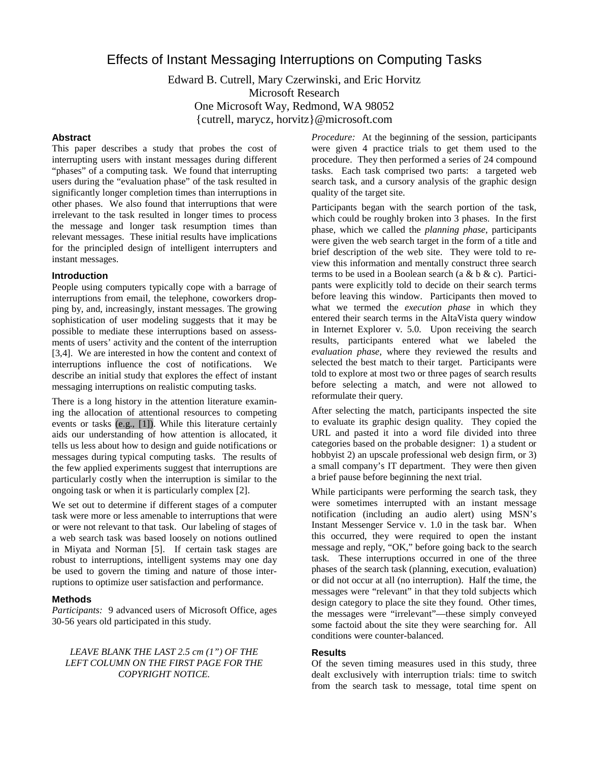# Effects of Instant Messaging Interruptions on Computing Tasks

Edward B. Cutrell, Mary Czerwinski, and Eric Horvitz
Microsoft Research
One Microsoft Way, Redmond, WA 98052
{cutrell, marycz, horvitz}@microsoft.com

### Abstract

This paper describes a study that probes the cost of interrupting users with instant messages during different "phases" of a computing task. We found that interrupting users during the "evaluation phase" of the task resulted in significantly longer completion times than interruptions in other phases. We also found that interruptions that were irrelevant to the task resulted in longer times to process the message and longer task resumption times than relevant messages. These initial results have implications for the principled design of intelligent interrupters and instant messages.

### Introduction

People using computers typically cope with a barrage of interruptions from email, the telephone, coworkers dropping by, and, increasingly, instant messages. The growing sophistication of user modeling suggests that it may be possible to mediate these interruptions based on assessments of users' activity and the content of the interruption [3,4]. We are interested in how the content and context of interruptions influence the cost of notifications. We describe an initial study that explores the effect of instant messaging interruptions on realistic computing tasks.

There is a long history in the attention literature examining the allocation of attentional resources to competing events or tasks (e.g., [1]). While this literature certainly aids our understanding of how attention is allocated, it tells us less about how to design and guide notifications or messages during typical computing tasks. The results of the few applied experiments suggest that interruptions are particularly costly when the interruption is similar to the ongoing task or when it is particularly complex [2].

We set out to determine if different stages of a computer task were more or less amenable to interruptions that were or were not relevant to that task. Our labeling of stages of a web search task was based loosely on notions outlined in Miyata and Norman [5]. If certain task stages are robust to interruptions, intelligent systems may one day be used to govern the timing and nature of those interruptions to optimize user satisfaction and performance.

### Methods

*Participants:* 9 advanced users of Microsoft Office, ages 30-56 years old participated in this study.

*LEAVE BLANK THE LAST 2.5 cm (1") OF THE LEFT COLUMN ON THE FIRST PAGE FOR THE COPYRIGHT NOTICE.*

*Procedure:* At the beginning of the session, participants were given 4 practice trials to get them used to the procedure. They then performed a series of 24 compound tasks. Each task comprised two parts: a targeted web search task, and a cursory analysis of the graphic design quality of the target site.

Participants began with the search portion of the task, which could be roughly broken into 3 phases. In the first phase, which we called the *planning phase*, participants were given the web search target in the form of a title and brief description of the web site. They were told to review this information and mentally construct three search terms to be used in a Boolean search (a & b & c). Participants were explicitly told to decide on their search terms before leaving this window. Participants then moved to what we termed the *execution phase* in which they entered their search terms in the AltaVista query window in Internet Explorer v. 5.0. Upon receiving the search results, participants entered what we labeled the *evaluation phase*, where they reviewed the results and selected the best match to their target. Participants were told to explore at most two or three pages of search results before selecting a match, and were not allowed to reformulate their query.

After selecting the match, participants inspected the site to evaluate its graphic design quality. They copied the URL and pasted it into a word file divided into three categories based on the probable designer: 1) a student or hobbyist 2) an upscale professional web design firm, or 3) a small company's IT department. They were then given a brief pause before beginning the next trial.

While participants were performing the search task, they were sometimes interrupted with an instant message notification (including an audio alert) using MSN's Instant Messenger Service v. 1.0 in the task bar. When this occurred, they were required to open the instant message and reply, "OK," before going back to the search task. These interruptions occurred in one of the three phases of the search task (planning, execution, evaluation) or did not occur at all (no interruption). Half the time, the messages were "relevant" in that they told subjects which design category to place the site they found. Other times, the messages were "irrelevant"—these simply conveyed some factoid about the site they were searching for. All conditions were counter-balanced.

### Results

Of the seven timing measures used in this study, three dealt exclusively with interruption trials: time to switch from the search task to message, total time spent on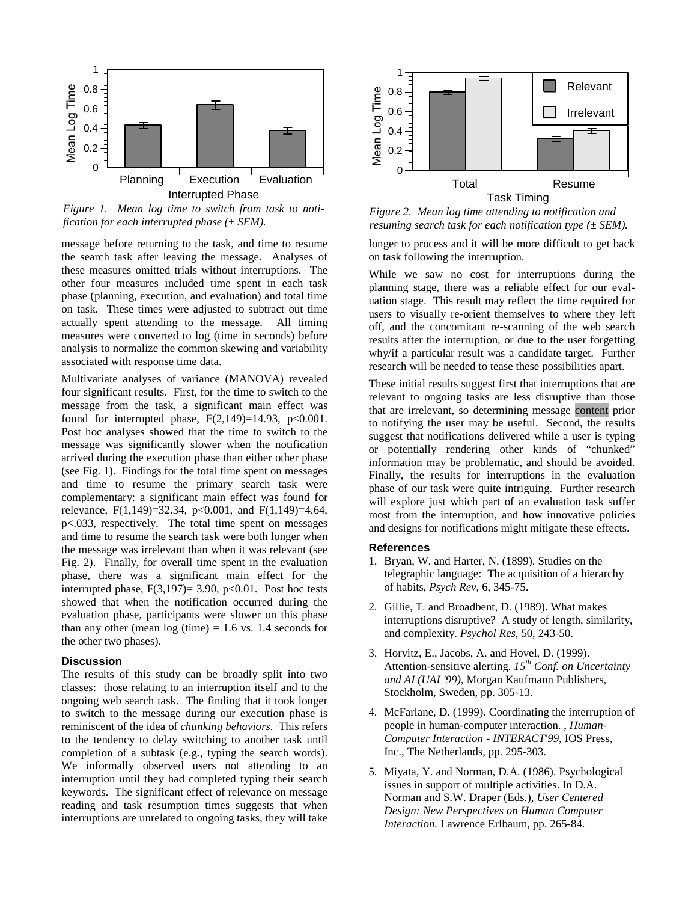1

0.8

0.6

0.4

0.2

0

Mean Log Time

Planning

Execution

Evaluation

Interrupted Phase

*Figure 1. Mean log time to switch from task to notification for each interrupted phase (± SEM).*

message before returning to the task, and time to resume the search task after leaving the message. Analyses of these measures omitted trials without interruptions. The other four measures included time spent in each task phase (planning, execution, and evaluation) and total time on task. These times were adjusted to subtract out time actually spent attending to the message. All timing measures were converted to log (time in seconds) before analysis to normalize the common skewing and variability associated with response time data.

Multivariate analyses of variance (MANOVA) revealed four significant results. First, for the time to switch to the message from the task, a significant main effect was found for interrupted phase, $F(2,149)=14.93$, $p<0.001$. Post hoc analyses showed that the time to switch to the message was significantly slower when the notification arrived during the execution phase than either other phase (see Fig. 1). Findings for the total time spent on messages and time to resume the primary search task were complementary: a significant main effect was found for relevance, $F(1,149)=32.34$, $p<0.001$, and $F(1,149)=4.64$, $p<.033$, respectively. The total time spent on messages and time to resume the search task were both longer when the message was irrelevant than when it was relevant (see Fig. 2). Finally, for overall time spent in the evaluation phase, there was a significant main effect for the interrupted phase, $F(3,197)= 3.90$, $p<0.01$. Post hoc tests showed that when the notification occurred during the evaluation phase, participants were slower on this phase than any other (mean log (time) = 1.6 vs. 1.4 seconds for the other two phases).

### Discussion

The results of this study can be broadly split into two classes: those relating to an interruption itself and to the ongoing web search task. The finding that it took longer to switch to the message during our execution phase is reminiscent of the idea of *chunking behaviors*. This refers to the tendency to delay switching to another task until completion of a subtask (e.g., typing the search words). We informally observed users not attending to an interruption until they had completed typing their search keywords. The significant effect of relevance on message reading and task resumption times suggests that when interruptions are unrelated to ongoing tasks, they will take

1

0.8

0.6

0.4

0.2

0

Mean Log Time

Relevant

Irrelevant

Total

Resume

Task Timing

*Figure 2. Mean log time attending to notification and resuming search task for each notification type (± SEM).*

longer to process and it will be more difficult to get back on task following the interruption.

While we saw no cost for interruptions during the planning stage, there was a reliable effect for our evaluation stage. This result may reflect the time required for users to visually re-orient themselves to where they left off, and the concomitant re-scanning of the web search results after the interruption, or due to the user forgetting why/if a particular result was a candidate target. Further research will be needed to tease these possibilities apart.

These initial results suggest first that interruptions that are relevant to ongoing tasks are less disruptive than those that are irrelevant, so determining message content prior to notifying the user may be useful. Second, the results suggest that notifications delivered while a user is typing or potentially rendering other kinds of "chunked" information may be problematic, and should be avoided. Finally, the results for interruptions in the evaluation phase of our task were quite intriguing. Further research will explore just which part of an evaluation task suffer most from the interruption, and how innovative policies and designs for notifications might mitigate these effects.

### References

1. Bryan, W. and Harter, N. (1899). Studies on the telegraphic language: The acquisition of a hierarchy of habits, *Psych Rev*, 6, 345-75.
2. Gillie, T. and Broadbent, D. (1989). What makes interruptions disruptive? A study of length, similarity, and complexity. *Psychol Res*, 50, 243-50.
3. Horvitz, E., Jacobs, A. and Hovel, D. (1999). Attention-sensitive alerting. *15th Conf. on Uncertainty and AI (UAI '99)*, Morgan Kaufmann Publishers, Stockholm, Sweden, pp. 305-13.
4. McFarlane, D. (1999). Coordinating the interruption of people in human-computer interaction. , *Human-Computer Interaction - INTERACT'99*, IOS Press, Inc., The Netherlands, pp. 295-303.
5. Miyata, Y. and Norman, D.A. (1986). Psychological issues in support of multiple activities. In D.A. Norman and S.W. Draper (Eds.), *User Centered Design: New Perspectives on Human Computer Interaction.* Lawrence Erlbaum, pp. 265-84.